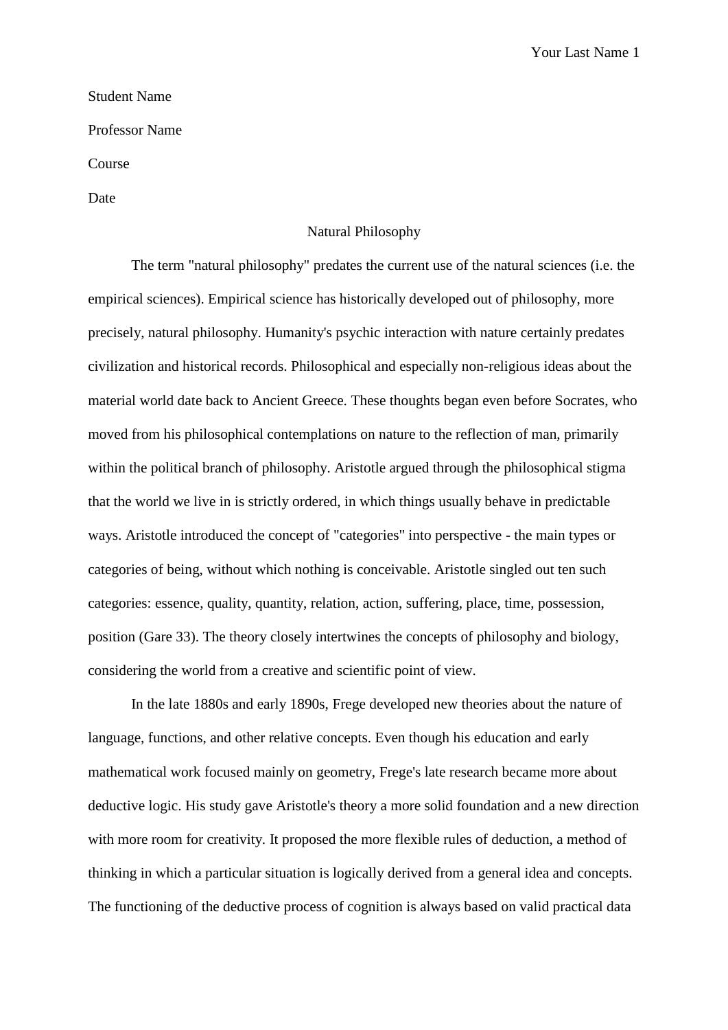Student Name

Professor Name

Course

Date

# Natural Philosophy

The term "natural philosophy" predates the current use of the natural sciences (i.e. the empirical sciences). Empirical science has historically developed out of philosophy, more precisely, natural philosophy. Humanity's psychic interaction with nature certainly predates civilization and historical records. Philosophical and especially non-religious ideas about the material world date back to Ancient Greece. These thoughts began even before Socrates, who moved from his philosophical contemplations on nature to the reflection of man, primarily within the political branch of philosophy. Aristotle argued through the philosophical stigma that the world we live in is strictly ordered, in which things usually behave in predictable ways. Aristotle introduced the concept of "categories" into perspective - the main types or categories of being, without which nothing is conceivable. Aristotle singled out ten such categories: essence, quality, quantity, relation, action, suffering, place, time, possession, position (Gare 33). The theory closely intertwines the concepts of philosophy and biology, considering the world from a creative and scientific point of view.

In the late 1880s and early 1890s, Frege developed new theories about the nature of language, functions, and other relative concepts. Even though his education and early mathematical work focused mainly on geometry, Frege's late research became more about deductive logic. His study gave Aristotle's theory a more solid foundation and a new direction with more room for creativity. It proposed the more flexible rules of deduction, a method of thinking in which a particular situation is logically derived from a general idea and concepts. The functioning of the deductive process of cognition is always based on valid practical data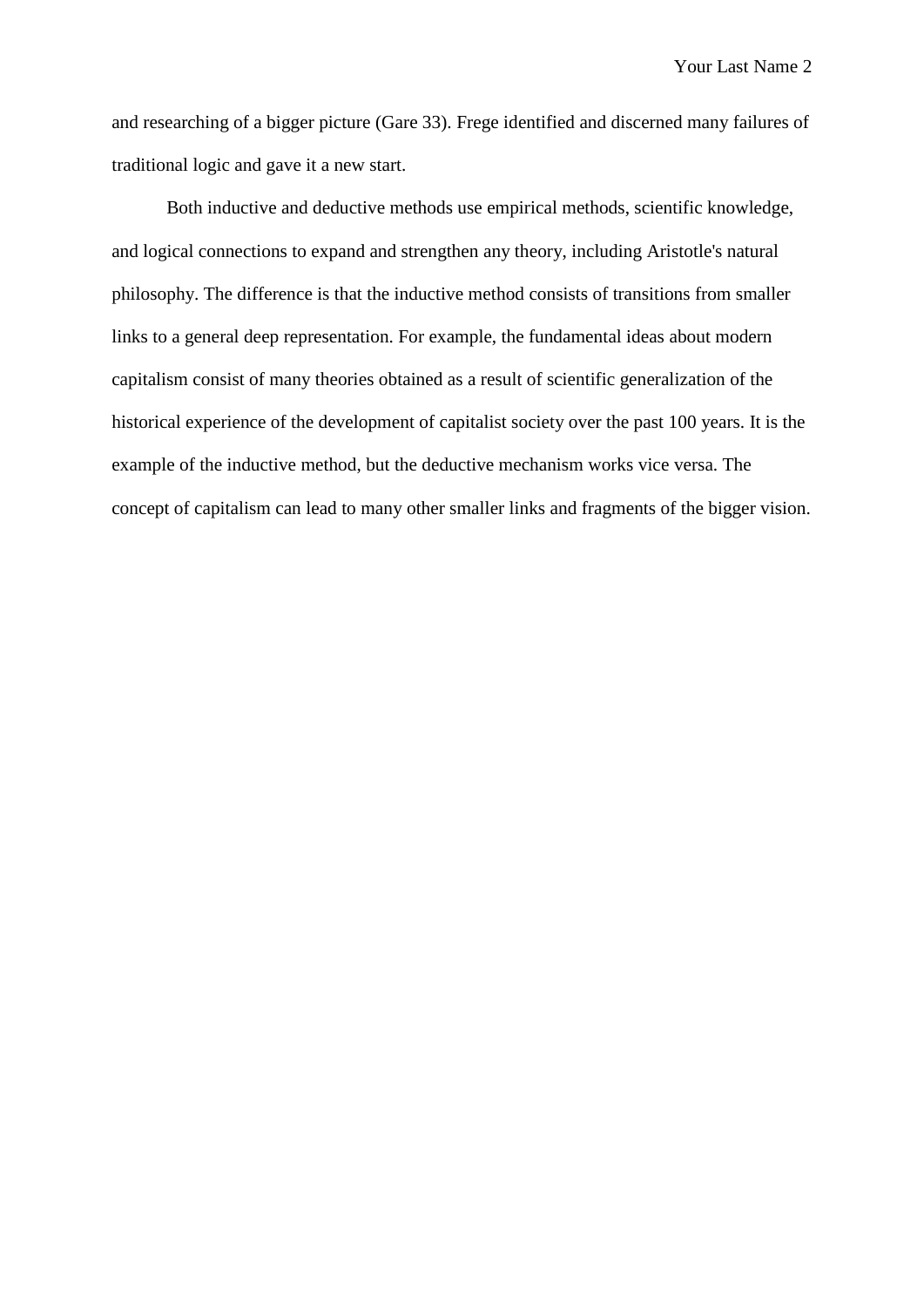and researching of a bigger picture (Gare 33). Frege identified and discerned many failures of traditional logic and gave it a new start.

Both inductive and deductive methods use empirical methods, scientific knowledge, and logical connections to expand and strengthen any theory, including Aristotle's natural philosophy. The difference is that the inductive method consists of transitions from smaller links to a general deep representation. For example, the fundamental ideas about modern capitalism consist of many theories obtained as a result of scientific generalization of the historical experience of the development of capitalist society over the past 100 years. It is the example of the inductive method, but the deductive mechanism works vice versa. The concept of capitalism can lead to many other smaller links and fragments of the bigger vision.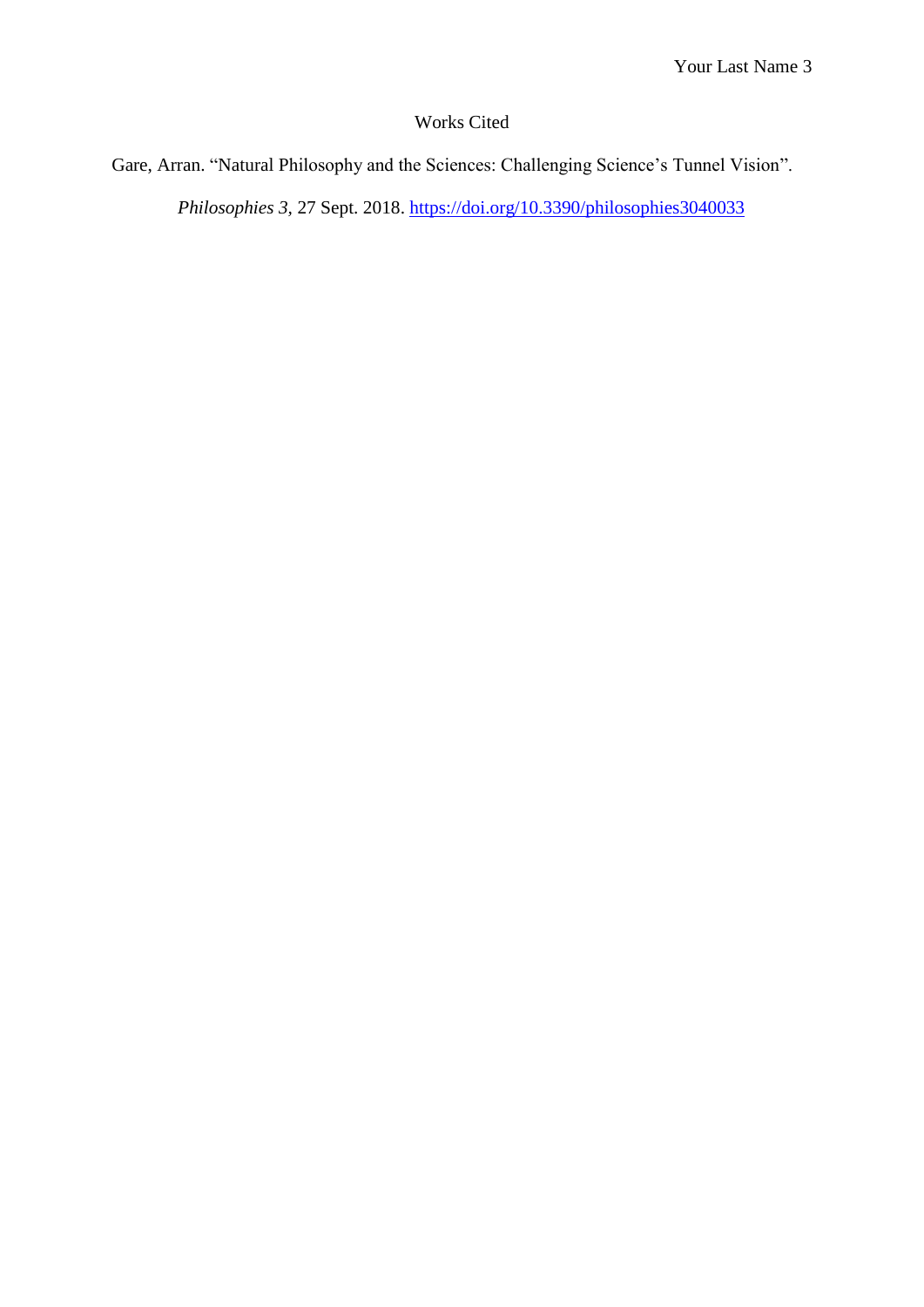# Works Cited

Gare, Arran. “Natural Philosophy and the Sciences: Challenging Science’s Tunnel Vision”. *Philosophies 3*, 27 Sept. 2018. https://doi.org/10.3390/philosophies3040033